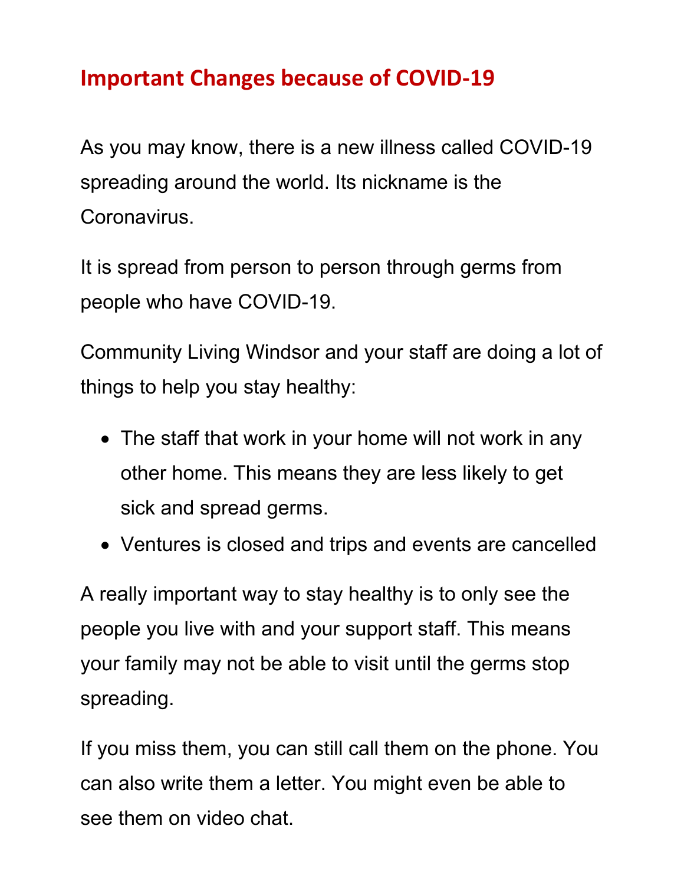# Important Changes because of COVID-19

As you may know, there is a new illness called COVID-19 spreading around the world. Its nickname is the Coronavirus.

It is spread from person to person through germs from people who have COVID-19.

Community Living Windsor and your staff are doing a lot of things to help you stay healthy:

- The staff that work in your home will not work in any other home. This means they are less likely to get sick and spread germs.
- Ventures is closed and trips and events are cancelled

A really important way to stay healthy is to only see the people you live with and your support staff. This means your family may not be able to visit until the germs stop spreading.

If you miss them, you can still call them on the phone. You can also write them a letter. You might even be able to see them on video chat.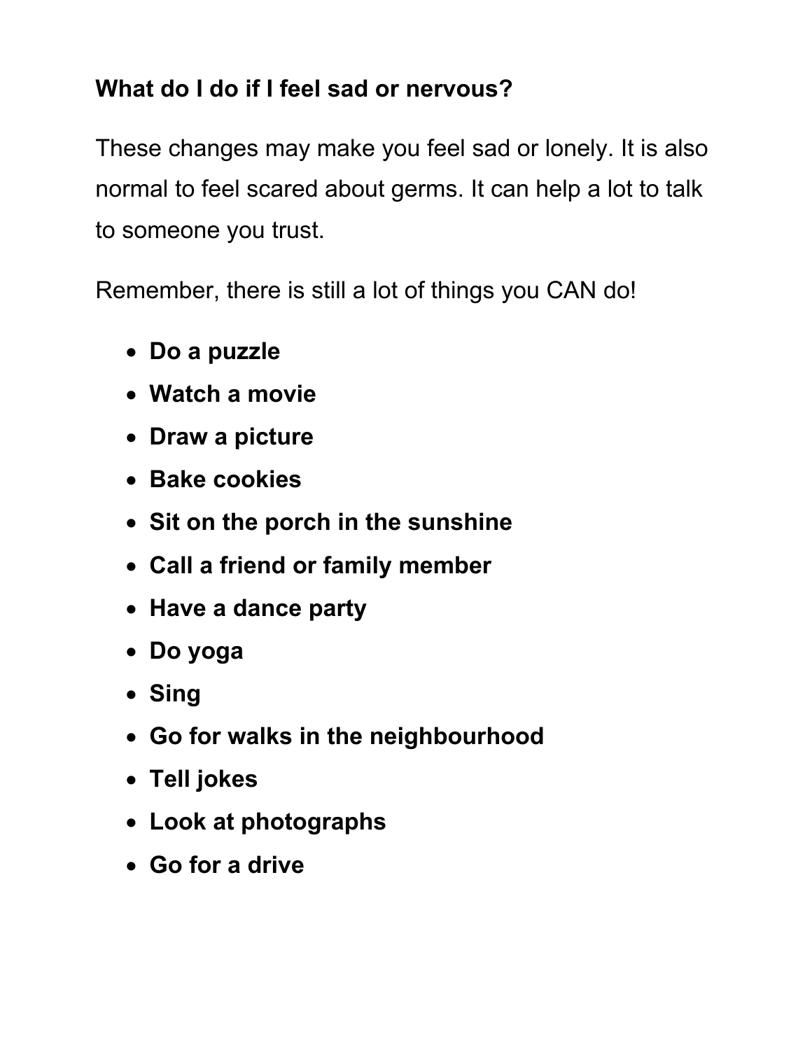### What do I do if I feel sad or nervous?

These changes may make you feel sad or lonely. It is also normal to feel scared about germs. It can help a lot to talk to someone you trust.

Remember, there is still a lot of things you CAN do!

- **Do a puzzle**
- **Watch a movie**
- **Draw a picture**
- **Bake cookies**
- **Sit on the porch in the sunshine**
- **Call a friend or family member**
- **Have a dance party**
- **Do yoga**
- **Sing**
- **Go for walks in the neighbourhood**
- **Tell jokes**
- **Look at photographs**
- **Go for a drive**